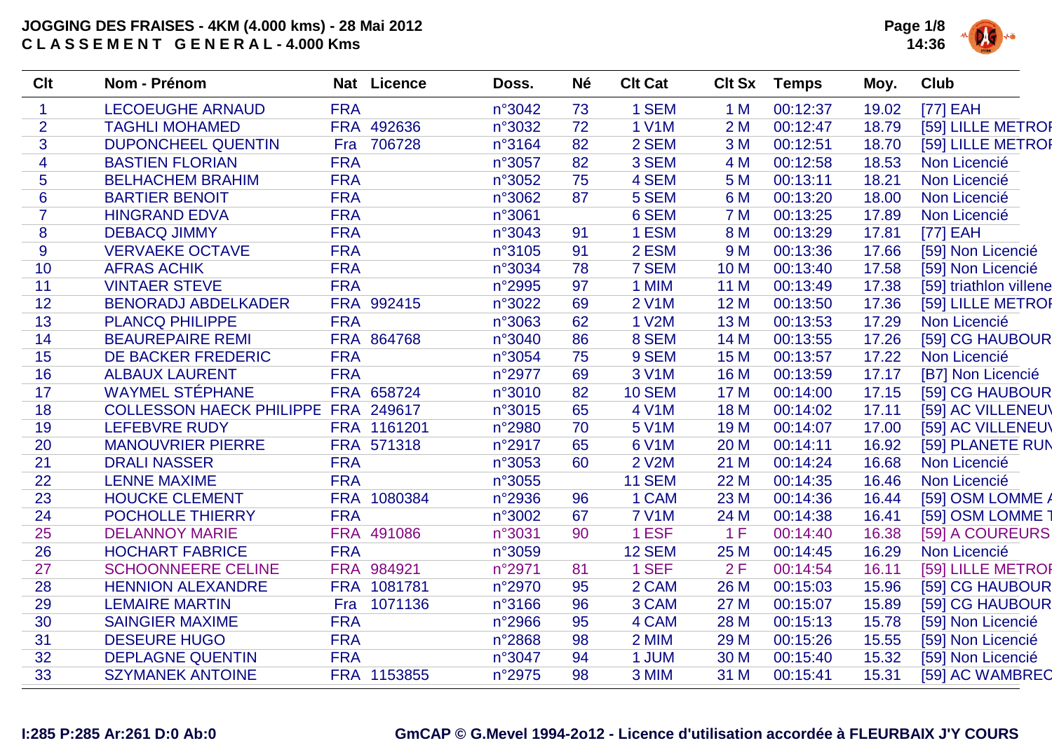# JOGGING DES FRAISES - 4KM (4.000 kms) - 28 Mai 2012

## CLASSEMENT GENERAL - 4.000 Kms

| Clt | Nom - Prénom | Nat | Licence | Doss. | Né | Clt Cat | Clt Sx | Temps | Moy. | Club |
|---|---|---|---|---|---|---|---|---|---|---|
| 1 | LECOEUGHE ARNAUD | FRA | | n°3042 | 73 | 1 SEM | 1 M | 00:12:37 | 19.02 | [77] EAH |
| 2 | TAGHLI MOHAMED | FRA | 492636 | n°3032 | 72 | 1 V1M | 2 M | 00:12:47 | 18.79 | [59] LILLE METROI |
| 3 | DUPONCHEEL QUENTIN | Fra | 706728 | n°3164 | 82 | 2 SEM | 3 M | 00:12:51 | 18.70 | [59] LILLE METROI |
| 4 | BASTIEN FLORIAN | FRA | | n°3057 | 82 | 3 SEM | 4 M | 00:12:58 | 18.53 | Non Licencié |
| 5 | BELHACHEM BRAHIM | FRA | | n°3052 | 75 | 4 SEM | 5 M | 00:13:11 | 18.21 | Non Licencié |
| 6 | BARTIER BENOIT | FRA | | n°3062 | 87 | 5 SEM | 6 M | 00:13:20 | 18.00 | Non Licencié |
| 7 | HINGRAND EDVA | FRA | | n°3061 | | 6 SEM | 7 M | 00:13:25 | 17.89 | Non Licencié |
| 8 | DEBACQ JIMMY | FRA | | n°3043 | 91 | 1 ESM | 8 M | 00:13:29 | 17.81 | [77] EAH |
| 9 | VERVAEKE OCTAVE | FRA | | n°3105 | 91 | 2 ESM | 9 M | 00:13:36 | 17.66 | [59] Non Licencié |
| 10 | AFRAS ACHIK | FRA | | n°3034 | 78 | 7 SEM | 10 M | 00:13:40 | 17.58 | [59] Non Licencié |
| 11 | VINTAER STEVE | FRA | | n°2995 | 97 | 1 MIM | 11 M | 00:13:49 | 17.38 | [59] triathlon villene |
| 12 | BENORADJ ABDELKADER | FRA | 992415 | n°3022 | 69 | 2 V1M | 12 M | 00:13:50 | 17.36 | [59] LILLE METROI |
| 13 | PLANCQ PHILIPPE | FRA | | n°3063 | 62 | 1 V2M | 13 M | 00:13:53 | 17.29 | Non Licencié |
| 14 | BEAUREPAIRE REMI | FRA | 864768 | n°3040 | 86 | 8 SEM | 14 M | 00:13:55 | 17.26 | [59] CG HAUBOUR |
| 15 | DE BACKER FREDERIC | FRA | | n°3054 | 75 | 9 SEM | 15 M | 00:13:57 | 17.22 | Non Licencié |
| 16 | ALBAUX LAURENT | FRA | | n°2977 | 69 | 3 V1M | 16 M | 00:13:59 | 17.17 | [B7] Non Licencié |
| 17 | WAYMEL STÉPHANE | FRA | 658724 | n°3010 | 82 | 10 SEM | 17 M | 00:14:00 | 17.15 | [59] CG HAUBOUR |
| 18 | COLLESSON HAECK PHILIPPE | FRA | 249617 | n°3015 | 65 | 4 V1M | 18 M | 00:14:02 | 17.11 | [59] AC VILLENEU\ |
| 19 | LEFEBVRE RUDY | FRA | 1161201 | n°2980 | 70 | 5 V1M | 19 M | 00:14:07 | 17.00 | [59] AC VILLENEU\ |
| 20 | MANOUVRIER PIERRE | FRA | 571318 | n°2917 | 65 | 6 V1M | 20 M | 00:14:11 | 16.92 | [59] PLANETE RUN |
| 21 | DRALI NASSER | FRA | | n°3053 | 60 | 2 V2M | 21 M | 00:14:24 | 16.68 | Non Licencié |
| 22 | LENNE MAXIME | FRA | | n°3055 | | 11 SEM | 22 M | 00:14:35 | 16.46 | Non Licencié |
| 23 | HOUCKE CLEMENT | FRA | 1080384 | n°2936 | 96 | 1 CAM | 23 M | 00:14:36 | 16.44 | [59] OSM LOMME / |
| 24 | POCHOLLE THIERRY | FRA | | n°3002 | 67 | 7 V1M | 24 M | 00:14:38 | 16.41 | [59] OSM LOMME T |
| 25 | DELANNOY MARIE | FRA | 491086 | n°3031 | 90 | 1 ESF | 1 F | 00:14:40 | 16.38 | [59] A COUREURS |
| 26 | HOCHART FABRICE | FRA | | n°3059 | | 12 SEM | 25 M | 00:14:45 | 16.29 | Non Licencié |
| 27 | SCHOONNEERE CELINE | FRA | 984921 | n°2971 | 81 | 1 SEF | 2 F | 00:14:54 | 16.11 | [59] LILLE METROI |
| 28 | HENNION ALEXANDRE | FRA | 1081781 | n°2970 | 95 | 2 CAM | 26 M | 00:15:03 | 15.96 | [59] CG HAUBOUR |
| 29 | LEMAIRE MARTIN | Fra | 1071136 | n°3166 | 96 | 3 CAM | 27 M | 00:15:07 | 15.89 | [59] CG HAUBOUR |
| 30 | SAINGIER MAXIME | FRA | | n°2966 | 95 | 4 CAM | 28 M | 00:15:13 | 15.78 | [59] Non Licencié |
| 31 | DESEURE HUGO | FRA | | n°2868 | 98 | 2 MIM | 29 M | 00:15:26 | 15.55 | [59] Non Licencié |
| 32 | DEPLAGNE QUENTIN | FRA | | n°3047 | 94 | 1 JUM | 30 M | 00:15:40 | 15.32 | [59] Non Licencié |
| 33 | SZYMANEK ANTOINE | FRA | 1153855 | n°2975 | 98 | 3 MIM | 31 M | 00:15:41 | 15.31 | [59] AC WAMBREC |

I:285 P:285 Ar:261 D:0 Ab:0

GmCAP © G.Mevel 1994-2o12 - Licence d'utilisation accordée à FLEURBAIX J'Y COURS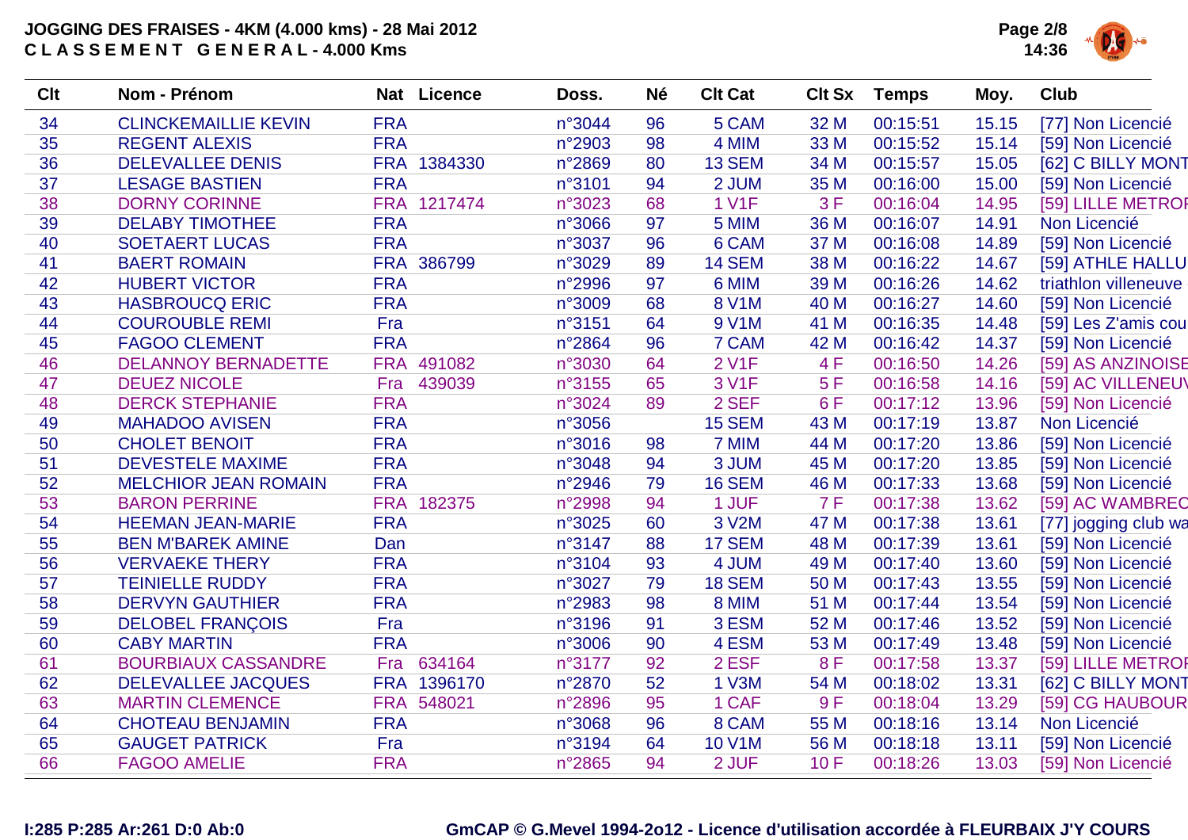# JOGGING DES FRAISES - 4KM (4.000 kms) - 28 Mai 2012

## C L A S S E M E N T   G E N E R A L - 4.000 Kms

| Clt | Nom - Prénom | Nat | Licence | Doss. | Né | Clt Cat | Clt Sx | Temps | Moy. | Club |
|---|---|---|---|---|---|---|---|---|---|---|
| 34 | CLINCKEMAILLIE KEVIN | FRA | | n°3044 | 96 | 5 CAM | 32 M | 00:15:51 | 15.15 | [77] Non Licencié |
| 35 | REGENT ALEXIS | FRA | | n°2903 | 98 | 4 MIM | 33 M | 00:15:52 | 15.14 | [59] Non Licencié |
| 36 | DELEVALLEE DENIS | FRA | 1384330 | n°2869 | 80 | 13 SEM | 34 M | 00:15:57 | 15.05 | [62] C BILLY MONT |
| 37 | LESAGE BASTIEN | FRA | | n°3101 | 94 | 2 JUM | 35 M | 00:16:00 | 15.00 | [59] Non Licencié |
| 38 | DORNY CORINNE | FRA | 1217474 | n°3023 | 68 | 1 V1F | 3 F | 00:16:04 | 14.95 | [59] LILLE METROI |
| 39 | DELABY TIMOTHEE | FRA | | n°3066 | 97 | 5 MIM | 36 M | 00:16:07 | 14.91 | Non Licencié |
| 40 | SOETAERT LUCAS | FRA | | n°3037 | 96 | 6 CAM | 37 M | 00:16:08 | 14.89 | [59] Non Licencié |
| 41 | BAERT ROMAIN | FRA | 386799 | n°3029 | 89 | 14 SEM | 38 M | 00:16:22 | 14.67 | [59] ATHLE HALLU |
| 42 | HUBERT VICTOR | FRA | | n°2996 | 97 | 6 MIM | 39 M | 00:16:26 | 14.62 | triathlon villeneuve |
| 43 | HASBROUCQ ERIC | FRA | | n°3009 | 68 | 8 V1M | 40 M | 00:16:27 | 14.60 | [59] Non Licencié |
| 44 | COUROUBLE REMI | Fra | | n°3151 | 64 | 9 V1M | 41 M | 00:16:35 | 14.48 | [59] Les Z'amis cou |
| 45 | FAGOO CLEMENT | FRA | | n°2864 | 96 | 7 CAM | 42 M | 00:16:42 | 14.37 | [59] Non Licencié |
| 46 | DELANNOY BERNADETTE | FRA | 491082 | n°3030 | 64 | 2 V1F | 4 F | 00:16:50 | 14.26 | [59] AS ANZINOISE |
| 47 | DEUEZ NICOLE | Fra | 439039 | n°3155 | 65 | 3 V1F | 5 F | 00:16:58 | 14.16 | [59] AC VILLENEU\ |
| 48 | DERCK STEPHANIE | FRA | | n°3024 | 89 | 2 SEF | 6 F | 00:17:12 | 13.96 | [59] Non Licencié |
| 49 | MAHADOO AVISEN | FRA | | n°3056 | | 15 SEM | 43 M | 00:17:19 | 13.87 | Non Licencié |
| 50 | CHOLET BENOIT | FRA | | n°3016 | 98 | 7 MIM | 44 M | 00:17:20 | 13.86 | [59] Non Licencié |
| 51 | DEVESTELE MAXIME | FRA | | n°3048 | 94 | 3 JUM | 45 M | 00:17:20 | 13.85 | [59] Non Licencié |
| 52 | MELCHIOR JEAN ROMAIN | FRA | | n°2946 | 79 | 16 SEM | 46 M | 00:17:33 | 13.68 | [59] Non Licencié |
| 53 | BARON PERRINE | FRA | 182375 | n°2998 | 94 | 1 JUF | 7 F | 00:17:38 | 13.62 | [59] AC WAMBREC |
| 54 | HEEMAN JEAN-MARIE | FRA | | n°3025 | 60 | 3 V2M | 47 M | 00:17:38 | 13.61 | [77] jogging club wa |
| 55 | BEN M'BAREK AMINE | Dan | | n°3147 | 88 | 17 SEM | 48 M | 00:17:39 | 13.61 | [59] Non Licencié |
| 56 | VERVAEKE THERY | FRA | | n°3104 | 93 | 4 JUM | 49 M | 00:17:40 | 13.60 | [59] Non Licencié |
| 57 | TEINIELLE RUDDY | FRA | | n°3027 | 79 | 18 SEM | 50 M | 00:17:43 | 13.55 | [59] Non Licencié |
| 58 | DERVYN GAUTHIER | FRA | | n°2983 | 98 | 8 MIM | 51 M | 00:17:44 | 13.54 | [59] Non Licencié |
| 59 | DELOBEL FRANÇOIS | Fra | | n°3196 | 91 | 3 ESM | 52 M | 00:17:46 | 13.52 | [59] Non Licencié |
| 60 | CABY MARTIN | FRA | | n°3006 | 90 | 4 ESM | 53 M | 00:17:49 | 13.48 | [59] Non Licencié |
| 61 | BOURBIAUX CASSANDRE | Fra | 634164 | n°3177 | 92 | 2 ESF | 8 F | 00:17:58 | 13.37 | [59] LILLE METROI |
| 62 | DELEVALLEE JACQUES | FRA | 1396170 | n°2870 | 52 | 1 V3M | 54 M | 00:18:02 | 13.31 | [62] C BILLY MONT |
| 63 | MARTIN CLEMENCE | FRA | 548021 | n°2896 | 95 | 1 CAF | 9 F | 00:18:04 | 13.29 | [59] CG HAUBOUR |
| 64 | CHOTEAU BENJAMIN | FRA | | n°3068 | 96 | 8 CAM | 55 M | 00:18:16 | 13.14 | Non Licencié |
| 65 | GAUGET PATRICK | Fra | | n°3194 | 64 | 10 V1M | 56 M | 00:18:18 | 13.11 | [59] Non Licencié |
| 66 | FAGOO AMELIE | FRA | | n°2865 | 94 | 2 JUF | 10 F | 00:18:26 | 13.03 | [59] Non Licencié |

I:285 P:285 Ar:261 D:0 Ab:0

GmCAP © G.Mevel 1994-2o12 - Licence d'utilisation accordée à FLEURBAIX J'Y COURS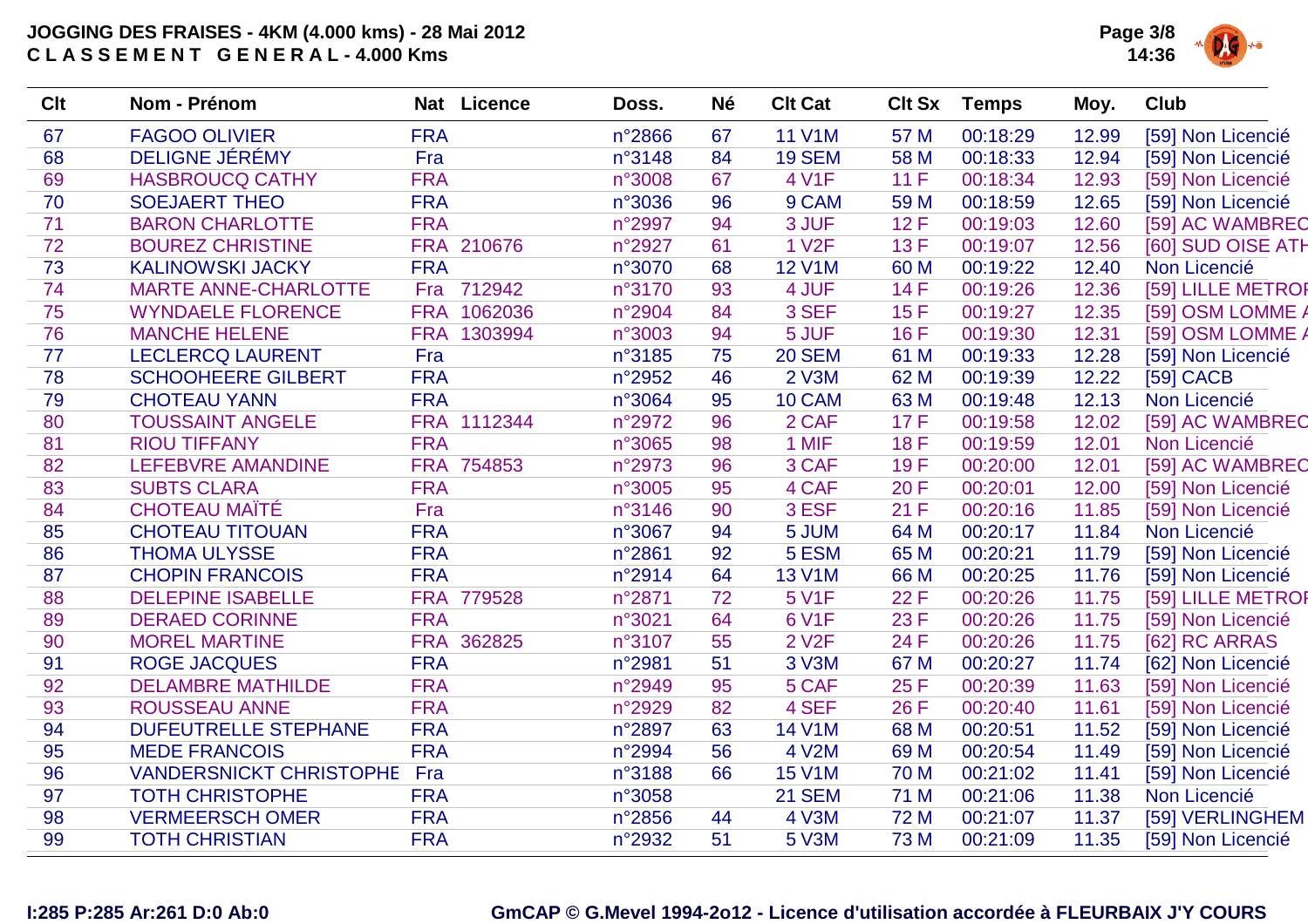# JOGGING DES FRAISES - 4KM (4.000 kms) - 28 Mai 2012

## C L A S S E M E N T  G E N E R A L - 4.000 Kms

| Clt | Nom - Prénom | Nat | Licence | Doss. | Né | Clt Cat | Clt Sx | Temps | Moy. | Club |
|---|---|---|---|---|---|---|---|---|---|---|
| 67 | FAGOO OLIVIER | FRA | | n°2866 | 67 | 11 V1M | 57 M | 00:18:29 | 12.99 | [59] Non Licencié |
| 68 | DELIGNE JÉRÉMY | Fra | | n°3148 | 84 | 19 SEM | 58 M | 00:18:33 | 12.94 | [59] Non Licencié |
| 69 | HASBROUCQ CATHY | FRA | | n°3008 | 67 | 4 V1F | 11 F | 00:18:34 | 12.93 | [59] Non Licencié |
| 70 | SOEJAERT THEO | FRA | | n°3036 | 96 | 9 CAM | 59 M | 00:18:59 | 12.65 | [59] Non Licencié |
| 71 | BARON CHARLOTTE | FRA | | n°2997 | 94 | 3 JUF | 12 F | 00:19:03 | 12.60 | [59] AC WAMBREC |
| 72 | BOUREZ CHRISTINE | FRA | 210676 | n°2927 | 61 | 1 V2F | 13 F | 00:19:07 | 12.56 | [60] SUD OISE ATH |
| 73 | KALINOWSKI JACKY | FRA | | n°3070 | 68 | 12 V1M | 60 M | 00:19:22 | 12.40 | Non Licencié |
| 74 | MARTE ANNE-CHARLOTTE | Fra | 712942 | n°3170 | 93 | 4 JUF | 14 F | 00:19:26 | 12.36 | [59] LILLE METROI |
| 75 | WYNDAELE FLORENCE | FRA | 1062036 | n°2904 | 84 | 3 SEF | 15 F | 00:19:27 | 12.35 | [59] OSM LOMME A |
| 76 | MANCHE HELENE | FRA | 1303994 | n°3003 | 94 | 5 JUF | 16 F | 00:19:30 | 12.31 | [59] OSM LOMME A |
| 77 | LECLERCQ LAURENT | Fra | | n°3185 | 75 | 20 SEM | 61 M | 00:19:33 | 12.28 | [59] Non Licencié |
| 78 | SCHOOHEERE GILBERT | FRA | | n°2952 | 46 | 2 V3M | 62 M | 00:19:39 | 12.22 | [59] CACB |
| 79 | CHOTEAU YANN | FRA | | n°3064 | 95 | 10 CAM | 63 M | 00:19:48 | 12.13 | Non Licencié |
| 80 | TOUSSAINT ANGELE | FRA | 1112344 | n°2972 | 96 | 2 CAF | 17 F | 00:19:58 | 12.02 | [59] AC WAMBREC |
| 81 | RIOU TIFFANY | FRA | | n°3065 | 98 | 1 MIF | 18 F | 00:19:59 | 12.01 | Non Licencié |
| 82 | LEFEBVRE AMANDINE | FRA | 754853 | n°2973 | 96 | 3 CAF | 19 F | 00:20:00 | 12.01 | [59] AC WAMBREC |
| 83 | SUBTS CLARA | FRA | | n°3005 | 95 | 4 CAF | 20 F | 00:20:01 | 12.00 | [59] Non Licencié |
| 84 | CHOTEAU MAÏTÉ | Fra | | n°3146 | 90 | 3 ESF | 21 F | 00:20:16 | 11.85 | [59] Non Licencié |
| 85 | CHOTEAU TITOUAN | FRA | | n°3067 | 94 | 5 JUM | 64 M | 00:20:17 | 11.84 | Non Licencié |
| 86 | THOMA ULYSSE | FRA | | n°2861 | 92 | 5 ESM | 65 M | 00:20:21 | 11.79 | [59] Non Licencié |
| 87 | CHOPIN FRANCOIS | FRA | | n°2914 | 64 | 13 V1M | 66 M | 00:20:25 | 11.76 | [59] Non Licencié |
| 88 | DELEPINE ISABELLE | FRA | 779528 | n°2871 | 72 | 5 V1F | 22 F | 00:20:26 | 11.75 | [59] LILLE METROI |
| 89 | DERAED CORINNE | FRA | | n°3021 | 64 | 6 V1F | 23 F | 00:20:26 | 11.75 | [59] Non Licencié |
| 90 | MOREL MARTINE | FRA | 362825 | n°3107 | 55 | 2 V2F | 24 F | 00:20:26 | 11.75 | [62] RC ARRAS |
| 91 | ROGE JACQUES | FRA | | n°2981 | 51 | 3 V3M | 67 M | 00:20:27 | 11.74 | [62] Non Licencié |
| 92 | DELAMBRE MATHILDE | FRA | | n°2949 | 95 | 5 CAF | 25 F | 00:20:39 | 11.63 | [59] Non Licencié |
| 93 | ROUSSEAU ANNE | FRA | | n°2929 | 82 | 4 SEF | 26 F | 00:20:40 | 11.61 | [59] Non Licencié |
| 94 | DUFEUTRELLE STEPHANE | FRA | | n°2897 | 63 | 14 V1M | 68 M | 00:20:51 | 11.52 | [59] Non Licencié |
| 95 | MEDE FRANCOIS | FRA | | n°2994 | 56 | 4 V2M | 69 M | 00:20:54 | 11.49 | [59] Non Licencié |
| 96 | VANDERSNICKT CHRISTOPHE | Fra | | n°3188 | 66 | 15 V1M | 70 M | 00:21:02 | 11.41 | [59] Non Licencié |
| 97 | TOTH CHRISTOPHE | FRA | | n°3058 | | 21 SEM | 71 M | 00:21:06 | 11.38 | Non Licencié |
| 98 | VERMEERSCH OMER | FRA | | n°2856 | 44 | 4 V3M | 72 M | 00:21:07 | 11.37 | [59] VERLINGHEM |
| 99 | TOTH CHRISTIAN | FRA | | n°2932 | 51 | 5 V3M | 73 M | 00:21:09 | 11.35 | [59] Non Licencié |

I:285 P:285 Ar:261 D:0 Ab:0

GmCAP © G.Mevel 1994-2o12 - Licence d'utilisation accordée à FLEURBAIX J'Y COURS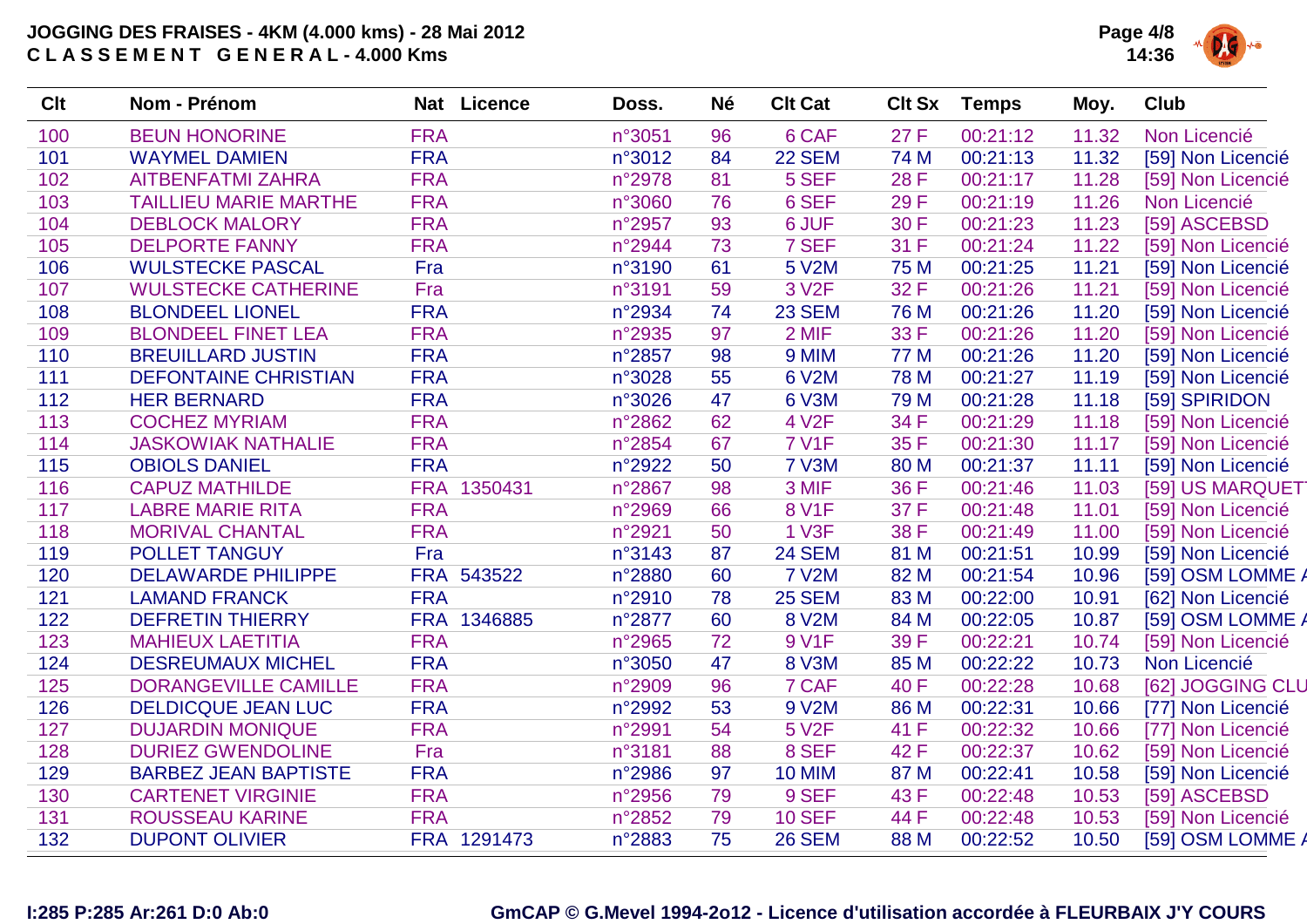# JOGGING DES FRAISES - 4KM (4.000 kms) - 28 Mai 2012

## C L A S S E M E N T   G E N E R A L - 4.000 Kms

| Clt | Nom - Prénom | Nat | Licence | Doss. | Né | Clt Cat | Clt Sx | Temps | Moy. | Club |
|---|---|---|---|---|---|---|---|---|---|---|
| 100 | BEUN HONORINE | FRA | | n°3051 | 96 | 6 CAF | 27 F | 00:21:12 | 11.32 | Non Licencié |
| 101 | WAYMEL DAMIEN | FRA | | n°3012 | 84 | 22 SEM | 74 M | 00:21:13 | 11.32 | [59] Non Licencié |
| 102 | AITBENFATMI ZAHRA | FRA | | n°2978 | 81 | 5 SEF | 28 F | 00:21:17 | 11.28 | [59] Non Licencié |
| 103 | TAILLIEU MARIE MARTHE | FRA | | n°3060 | 76 | 6 SEF | 29 F | 00:21:19 | 11.26 | Non Licencié |
| 104 | DEBLOCK MALORY | FRA | | n°2957 | 93 | 6 JUF | 30 F | 00:21:23 | 11.23 | [59] ASCEBSD |
| 105 | DELPORTE FANNY | FRA | | n°2944 | 73 | 7 SEF | 31 F | 00:21:24 | 11.22 | [59] Non Licencié |
| 106 | WULSTECKE PASCAL | Fra | | n°3190 | 61 | 5 V2M | 75 M | 00:21:25 | 11.21 | [59] Non Licencié |
| 107 | WULSTECKE CATHERINE | Fra | | n°3191 | 59 | 3 V2F | 32 F | 00:21:26 | 11.21 | [59] Non Licencié |
| 108 | BLONDEEL LIONEL | FRA | | n°2934 | 74 | 23 SEM | 76 M | 00:21:26 | 11.20 | [59] Non Licencié |
| 109 | BLONDEEL FINET LEA | FRA | | n°2935 | 97 | 2 MIF | 33 F | 00:21:26 | 11.20 | [59] Non Licencié |
| 110 | BREUILLARD JUSTIN | FRA | | n°2857 | 98 | 9 MIM | 77 M | 00:21:26 | 11.20 | [59] Non Licencié |
| 111 | DEFONTAINE CHRISTIAN | FRA | | n°3028 | 55 | 6 V2M | 78 M | 00:21:27 | 11.19 | [59] Non Licencié |
| 112 | HER BERNARD | FRA | | n°3026 | 47 | 6 V3M | 79 M | 00:21:28 | 11.18 | [59] SPIRIDON |
| 113 | COCHEZ MYRIAM | FRA | | n°2862 | 62 | 4 V2F | 34 F | 00:21:29 | 11.18 | [59] Non Licencié |
| 114 | JASKOWIAK NATHALIE | FRA | | n°2854 | 67 | 7 V1F | 35 F | 00:21:30 | 11.17 | [59] Non Licencié |
| 115 | OBIOLS DANIEL | FRA | | n°2922 | 50 | 7 V3M | 80 M | 00:21:37 | 11.11 | [59] Non Licencié |
| 116 | CAPUZ MATHILDE | FRA | 1350431 | n°2867 | 98 | 3 MIF | 36 F | 00:21:46 | 11.03 | [59] US MARQUET |
| 117 | LABRE MARIE RITA | FRA | | n°2969 | 66 | 8 V1F | 37 F | 00:21:48 | 11.01 | [59] Non Licencié |
| 118 | MORIVAL CHANTAL | FRA | | n°2921 | 50 | 1 V3F | 38 F | 00:21:49 | 11.00 | [59] Non Licencié |
| 119 | POLLET TANGUY | Fra | | n°3143 | 87 | 24 SEM | 81 M | 00:21:51 | 10.99 | [59] Non Licencié |
| 120 | DELAWARDE PHILIPPE | FRA | 543522 | n°2880 | 60 | 7 V2M | 82 M | 00:21:54 | 10.96 | [59] OSM LOMME A |
| 121 | LAMAND FRANCK | FRA | | n°2910 | 78 | 25 SEM | 83 M | 00:22:00 | 10.91 | [62] Non Licencié |
| 122 | DEFRETIN THIERRY | FRA | 1346885 | n°2877 | 60 | 8 V2M | 84 M | 00:22:05 | 10.87 | [59] OSM LOMME A |
| 123 | MAHIEUX LAETITIA | FRA | | n°2965 | 72 | 9 V1F | 39 F | 00:22:21 | 10.74 | [59] Non Licencié |
| 124 | DESREUMAUX MICHEL | FRA | | n°3050 | 47 | 8 V3M | 85 M | 00:22:22 | 10.73 | Non Licencié |
| 125 | DORANGEVILLE CAMILLE | FRA | | n°2909 | 96 | 7 CAF | 40 F | 00:22:28 | 10.68 | [62] JOGGING CLU |
| 126 | DELDICQUE JEAN LUC | FRA | | n°2992 | 53 | 9 V2M | 86 M | 00:22:31 | 10.66 | [77] Non Licencié |
| 127 | DUJARDIN MONIQUE | FRA | | n°2991 | 54 | 5 V2F | 41 F | 00:22:32 | 10.66 | [77] Non Licencié |
| 128 | DURIEZ GWENDOLINE | Fra | | n°3181 | 88 | 8 SEF | 42 F | 00:22:37 | 10.62 | [59] Non Licencié |
| 129 | BARBEZ JEAN BAPTISTE | FRA | | n°2986 | 97 | 10 MIM | 87 M | 00:22:41 | 10.58 | [59] Non Licencié |
| 130 | CARTENET VIRGINIE | FRA | | n°2956 | 79 | 9 SEF | 43 F | 00:22:48 | 10.53 | [59] ASCEBSD |
| 131 | ROUSSEAU KARINE | FRA | | n°2852 | 79 | 10 SEF | 44 F | 00:22:48 | 10.53 | [59] Non Licencié |
| 132 | DUPONT OLIVIER | FRA | 1291473 | n°2883 | 75 | 26 SEM | 88 M | 00:22:52 | 10.50 | [59] OSM LOMME A |

I:285 P:285 Ar:261 D:0 Ab:0

GmCAP © G.Mevel 1994-2o12 - Licence d'utilisation accordée à FLEURBAIX J'Y COURS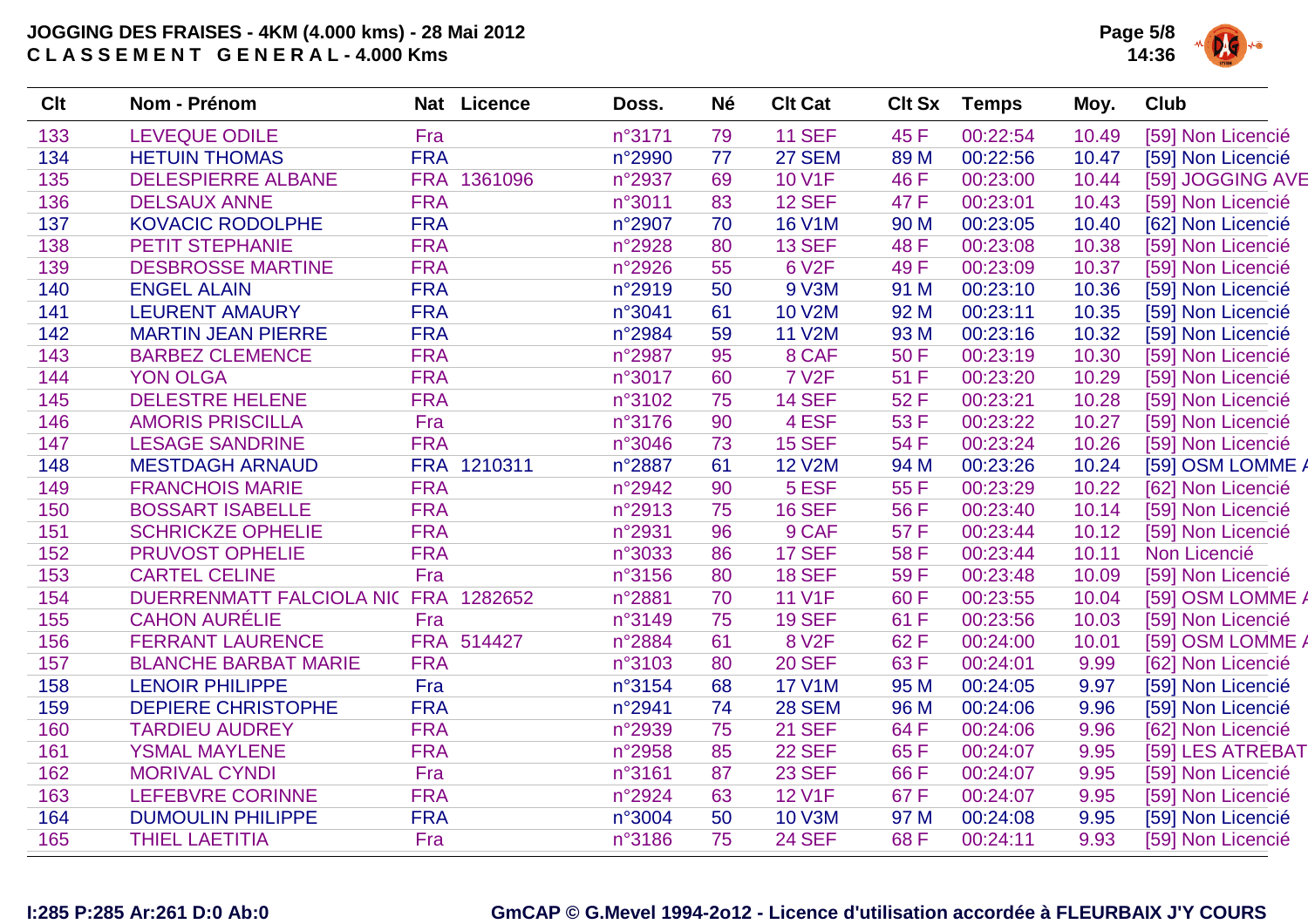**JOGGING DES FRAISES - 4KM (4.000 kms) - 28 Mai 2012**
**C L A S S E M E N T   G E N E R A L - 4.000 Kms**

| Clt | Nom - Prénom | Nat | Licence | Doss. | Né | Clt Cat | Clt Sx | Temps | Moy. | Club |
|---|---|---|---|---|---|---|---|---|---|---|
| 133 | LEVEQUE ODILE | Fra | | n°3171 | 79 | 11 SEF | 45 F | 00:22:54 | 10.49 | [59] Non Licencié |
| 134 | HETUIN THOMAS | FRA | | n°2990 | 77 | 27 SEM | 89 M | 00:22:56 | 10.47 | [59] Non Licencié |
| 135 | DELESPIERRE ALBANE | FRA | 1361096 | n°2937 | 69 | 10 V1F | 46 F | 00:23:00 | 10.44 | [59] JOGGING AVE |
| 136 | DELSAUX ANNE | FRA | | n°3011 | 83 | 12 SEF | 47 F | 00:23:01 | 10.43 | [59] Non Licencié |
| 137 | KOVACIC RODOLPHE | FRA | | n°2907 | 70 | 16 V1M | 90 M | 00:23:05 | 10.40 | [62] Non Licencié |
| 138 | PETIT STEPHANIE | FRA | | n°2928 | 80 | 13 SEF | 48 F | 00:23:08 | 10.38 | [59] Non Licencié |
| 139 | DESBROSSE MARTINE | FRA | | n°2926 | 55 | 6 V2F | 49 F | 00:23:09 | 10.37 | [59] Non Licencié |
| 140 | ENGEL ALAIN | FRA | | n°2919 | 50 | 9 V3M | 91 M | 00:23:10 | 10.36 | [59] Non Licencié |
| 141 | LEURENT AMAURY | FRA | | n°3041 | 61 | 10 V2M | 92 M | 00:23:11 | 10.35 | [59] Non Licencié |
| 142 | MARTIN JEAN PIERRE | FRA | | n°2984 | 59 | 11 V2M | 93 M | 00:23:16 | 10.32 | [59] Non Licencié |
| 143 | BARBEZ CLEMENCE | FRA | | n°2987 | 95 | 8 CAF | 50 F | 00:23:19 | 10.30 | [59] Non Licencié |
| 144 | YON OLGA | FRA | | n°3017 | 60 | 7 V2F | 51 F | 00:23:20 | 10.29 | [59] Non Licencié |
| 145 | DELESTRE HELENE | FRA | | n°3102 | 75 | 14 SEF | 52 F | 00:23:21 | 10.28 | [59] Non Licencié |
| 146 | AMORIS PRISCILLA | Fra | | n°3176 | 90 | 4 ESF | 53 F | 00:23:22 | 10.27 | [59] Non Licencié |
| 147 | LESAGE SANDRINE | FRA | | n°3046 | 73 | 15 SEF | 54 F | 00:23:24 | 10.26 | [59] Non Licencié |
| 148 | MESTDAGH ARNAUD | FRA | 1210311 | n°2887 | 61 | 12 V2M | 94 M | 00:23:26 | 10.24 | [59] OSM LOMME A |
| 149 | FRANCHOIS MARIE | FRA | | n°2942 | 90 | 5 ESF | 55 F | 00:23:29 | 10.22 | [62] Non Licencié |
| 150 | BOSSART ISABELLE | FRA | | n°2913 | 75 | 16 SEF | 56 F | 00:23:40 | 10.14 | [59] Non Licencié |
| 151 | SCHRICKZE OPHELIE | FRA | | n°2931 | 96 | 9 CAF | 57 F | 00:23:44 | 10.12 | [59] Non Licencié |
| 152 | PRUVOST OPHELIE | FRA | | n°3033 | 86 | 17 SEF | 58 F | 00:23:44 | 10.11 | Non Licencié |
| 153 | CARTEL CELINE | Fra | | n°3156 | 80 | 18 SEF | 59 F | 00:23:48 | 10.09 | [59] Non Licencié |
| 154 | DUERRENMATT FALCIOLA NIC | FRA | 1282652 | n°2881 | 70 | 11 V1F | 60 F | 00:23:55 | 10.04 | [59] OSM LOMME A |
| 155 | CAHON AURÉLIE | Fra | | n°3149 | 75 | 19 SEF | 61 F | 00:23:56 | 10.03 | [59] Non Licencié |
| 156 | FERRANT LAURENCE | FRA | 514427 | n°2884 | 61 | 8 V2F | 62 F | 00:24:00 | 10.01 | [59] OSM LOMME A |
| 157 | BLANCHE BARBAT MARIE | FRA | | n°3103 | 80 | 20 SEF | 63 F | 00:24:01 | 9.99 | [62] Non Licencié |
| 158 | LENOIR PHILIPPE | Fra | | n°3154 | 68 | 17 V1M | 95 M | 00:24:05 | 9.97 | [59] Non Licencié |
| 159 | DEPIERE CHRISTOPHE | FRA | | n°2941 | 74 | 28 SEM | 96 M | 00:24:06 | 9.96 | [59] Non Licencié |
| 160 | TARDIEU AUDREY | FRA | | n°2939 | 75 | 21 SEF | 64 F | 00:24:06 | 9.96 | [62] Non Licencié |
| 161 | YSMAL MAYLENE | FRA | | n°2958 | 85 | 22 SEF | 65 F | 00:24:07 | 9.95 | [59] LES ATREBAT |
| 162 | MORIVAL CYNDI | Fra | | n°3161 | 87 | 23 SEF | 66 F | 00:24:07 | 9.95 | [59] Non Licencié |
| 163 | LEFEBVRE CORINNE | FRA | | n°2924 | 63 | 12 V1F | 67 F | 00:24:07 | 9.95 | [59] Non Licencié |
| 164 | DUMOULIN PHILIPPE | FRA | | n°3004 | 50 | 10 V3M | 97 M | 00:24:08 | 9.95 | [59] Non Licencié |
| 165 | THIEL LAETITIA | Fra | | n°3186 | 75 | 24 SEF | 68 F | 00:24:11 | 9.93 | [59] Non Licencié |

I:285 P:285 Ar:261 D:0 Ab:0

GmCAP © G.Mevel 1994-2o12 - Licence d'utilisation accordée à FLEURBAIX J'Y COURS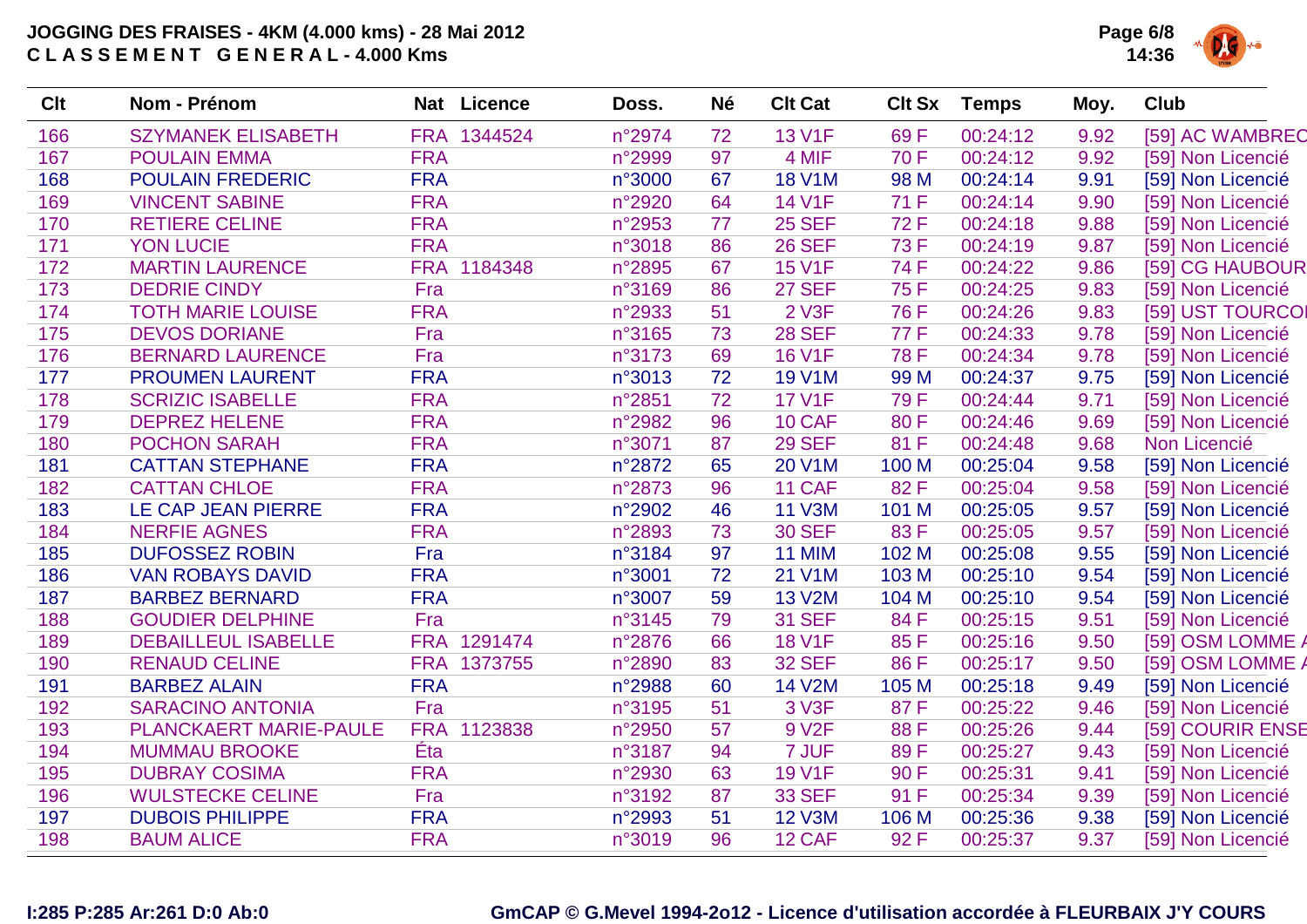# JOGGING DES FRAISES - 4KM (4.000 kms) - 28 Mai 2012

## C L A S S E M E N T   G E N E R A L - 4.000 Kms

| Clt | Nom - Prénom | Nat | Licence | Doss. | Né | Clt Cat | Clt Sx | Temps | Moy. | Club |
|---|---|---|---|---|---|---|---|---|---|---|
| 166 | SZYMANEK ELISABETH | FRA | 1344524 | n°2974 | 72 | 13 V1F | 69 F | 00:24:12 | 9.92 | [59] AC WAMBREC |
| 167 | POULAIN EMMA | FRA | | n°2999 | 97 | 4 MIF | 70 F | 00:24:12 | 9.92 | [59] Non Licencié |
| 168 | POULAIN FREDERIC | FRA | | n°3000 | 67 | 18 V1M | 98 M | 00:24:14 | 9.91 | [59] Non Licencié |
| 169 | VINCENT SABINE | FRA | | n°2920 | 64 | 14 V1F | 71 F | 00:24:14 | 9.90 | [59] Non Licencié |
| 170 | RETIERE CELINE | FRA | | n°2953 | 77 | 25 SEF | 72 F | 00:24:18 | 9.88 | [59] Non Licencié |
| 171 | YON LUCIE | FRA | | n°3018 | 86 | 26 SEF | 73 F | 00:24:19 | 9.87 | [59] Non Licencié |
| 172 | MARTIN LAURENCE | FRA | 1184348 | n°2895 | 67 | 15 V1F | 74 F | 00:24:22 | 9.86 | [59] CG HAUBOUR |
| 173 | DEDRIE CINDY | Fra | | n°3169 | 86 | 27 SEF | 75 F | 00:24:25 | 9.83 | [59] Non Licencié |
| 174 | TOTH MARIE LOUISE | FRA | | n°2933 | 51 | 2 V3F | 76 F | 00:24:26 | 9.83 | [59] UST TOURCOI |
| 175 | DEVOS DORIANE | Fra | | n°3165 | 73 | 28 SEF | 77 F | 00:24:33 | 9.78 | [59] Non Licencié |
| 176 | BERNARD LAURENCE | Fra | | n°3173 | 69 | 16 V1F | 78 F | 00:24:34 | 9.78 | [59] Non Licencié |
| 177 | PROUMEN LAURENT | FRA | | n°3013 | 72 | 19 V1M | 99 M | 00:24:37 | 9.75 | [59] Non Licencié |
| 178 | SCRIZIC ISABELLE | FRA | | n°2851 | 72 | 17 V1F | 79 F | 00:24:44 | 9.71 | [59] Non Licencié |
| 179 | DEPREZ HELENE | FRA | | n°2982 | 96 | 10 CAF | 80 F | 00:24:46 | 9.69 | [59] Non Licencié |
| 180 | POCHON SARAH | FRA | | n°3071 | 87 | 29 SEF | 81 F | 00:24:48 | 9.68 | Non Licencié |
| 181 | CATTAN STEPHANE | FRA | | n°2872 | 65 | 20 V1M | 100 M | 00:25:04 | 9.58 | [59] Non Licencié |
| 182 | CATTAN CHLOE | FRA | | n°2873 | 96 | 11 CAF | 82 F | 00:25:04 | 9.58 | [59] Non Licencié |
| 183 | LE CAP JEAN PIERRE | FRA | | n°2902 | 46 | 11 V3M | 101 M | 00:25:05 | 9.57 | [59] Non Licencié |
| 184 | NERFIE AGNES | FRA | | n°2893 | 73 | 30 SEF | 83 F | 00:25:05 | 9.57 | [59] Non Licencié |
| 185 | DUFOSSEZ ROBIN | Fra | | n°3184 | 97 | 11 MIM | 102 M | 00:25:08 | 9.55 | [59] Non Licencié |
| 186 | VAN ROBAYS DAVID | FRA | | n°3001 | 72 | 21 V1M | 103 M | 00:25:10 | 9.54 | [59] Non Licencié |
| 187 | BARBEZ BERNARD | FRA | | n°3007 | 59 | 13 V2M | 104 M | 00:25:10 | 9.54 | [59] Non Licencié |
| 188 | GOUDIER DELPHINE | Fra | | n°3145 | 79 | 31 SEF | 84 F | 00:25:15 | 9.51 | [59] Non Licencié |
| 189 | DEBAILLEUL ISABELLE | FRA | 1291474 | n°2876 | 66 | 18 V1F | 85 F | 00:25:16 | 9.50 | [59] OSM LOMME A |
| 190 | RENAUD CELINE | FRA | 1373755 | n°2890 | 83 | 32 SEF | 86 F | 00:25:17 | 9.50 | [59] OSM LOMME A |
| 191 | BARBEZ ALAIN | FRA | | n°2988 | 60 | 14 V2M | 105 M | 00:25:18 | 9.49 | [59] Non Licencié |
| 192 | SARACINO ANTONIA | Fra | | n°3195 | 51 | 3 V3F | 87 F | 00:25:22 | 9.46 | [59] Non Licencié |
| 193 | PLANCKAERT MARIE-PAULE | FRA | 1123838 | n°2950 | 57 | 9 V2F | 88 F | 00:25:26 | 9.44 | [59] COURIR ENSE |
| 194 | MUMMAU BROOKE | Éta | | n°3187 | 94 | 7 JUF | 89 F | 00:25:27 | 9.43 | [59] Non Licencié |
| 195 | DUBRAY COSIMA | FRA | | n°2930 | 63 | 19 V1F | 90 F | 00:25:31 | 9.41 | [59] Non Licencié |
| 196 | WULSTECKE CELINE | Fra | | n°3192 | 87 | 33 SEF | 91 F | 00:25:34 | 9.39 | [59] Non Licencié |
| 197 | DUBOIS PHILIPPE | FRA | | n°2993 | 51 | 12 V3M | 106 M | 00:25:36 | 9.38 | [59] Non Licencié |
| 198 | BAUM ALICE | FRA | | n°3019 | 96 | 12 CAF | 92 F | 00:25:37 | 9.37 | [59] Non Licencié |

I:285 P:285 Ar:261 D:0 Ab:0

GmCAP © G.Mevel 1994-2o12 - Licence d'utilisation accordée à FLEURBAIX J'Y COURS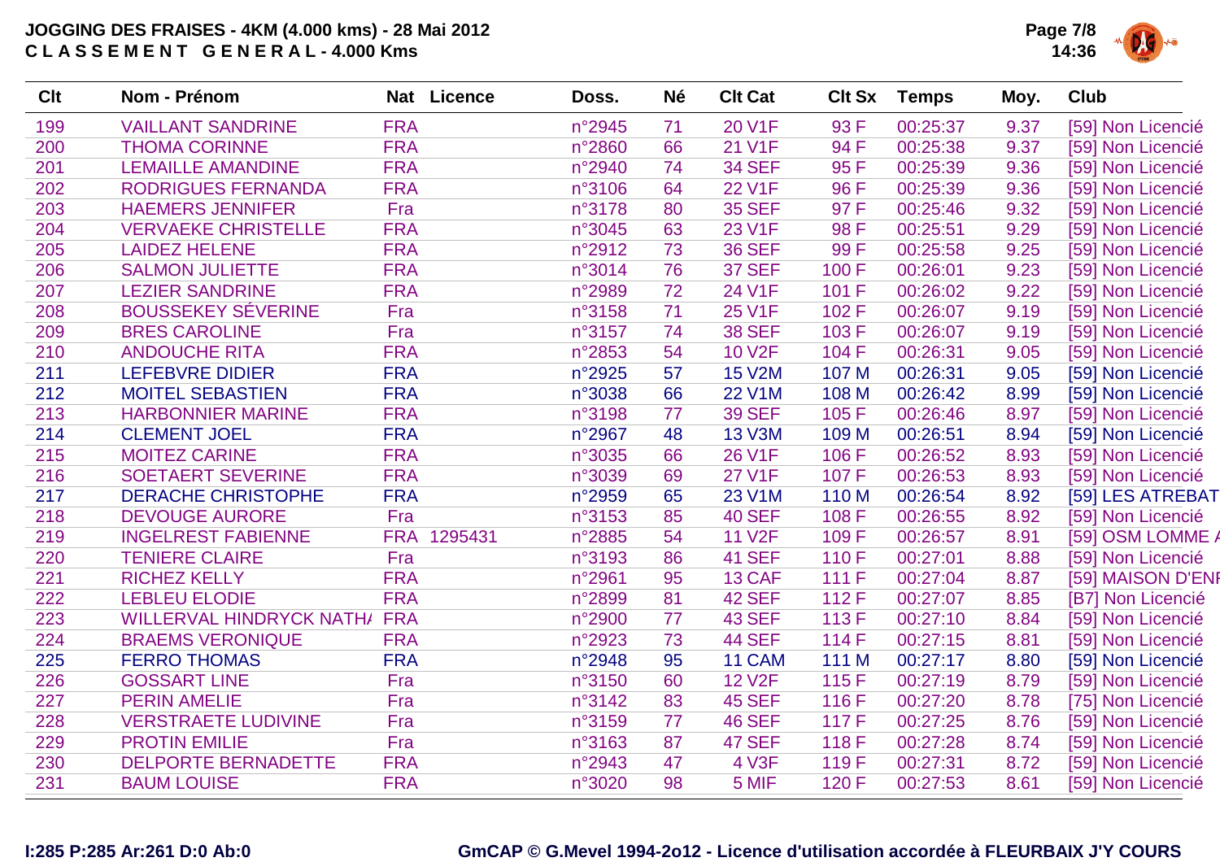# JOGGING DES FRAISES - 4KM (4.000 kms) - 28 Mai 2012
## C L A S S E M E N T G E N E R A L - 4.000 Kms

| Clt | Nom - Prénom | Nat | Licence | Doss. | Né | Clt Cat | Clt Sx | Temps | Moy. | Club |
|---|---|---|---|---|---|---|---|---|---|---|
| 199 | VAILLANT SANDRINE | FRA | | n°2945 | 71 | 20 V1F | 93 F | 00:25:37 | 9.37 | [59] Non Licencié |
| 200 | THOMA CORINNE | FRA | | n°2860 | 66 | 21 V1F | 94 F | 00:25:38 | 9.37 | [59] Non Licencié |
| 201 | LEMAILLE AMANDINE | FRA | | n°2940 | 74 | 34 SEF | 95 F | 00:25:39 | 9.36 | [59] Non Licencié |
| 202 | RODRIGUES FERNANDA | FRA | | n°3106 | 64 | 22 V1F | 96 F | 00:25:39 | 9.36 | [59] Non Licencié |
| 203 | HAEMERS JENNIFER | Fra | | n°3178 | 80 | 35 SEF | 97 F | 00:25:46 | 9.32 | [59] Non Licencié |
| 204 | VERVAEKE CHRISTELLE | FRA | | n°3045 | 63 | 23 V1F | 98 F | 00:25:51 | 9.29 | [59] Non Licencié |
| 205 | LAIDEZ HELENE | FRA | | n°2912 | 73 | 36 SEF | 99 F | 00:25:58 | 9.25 | [59] Non Licencié |
| 206 | SALMON JULIETTE | FRA | | n°3014 | 76 | 37 SEF | 100 F | 00:26:01 | 9.23 | [59] Non Licencié |
| 207 | LEZIER SANDRINE | FRA | | n°2989 | 72 | 24 V1F | 101 F | 00:26:02 | 9.22 | [59] Non Licencié |
| 208 | BOUSSEKEY SÉVERINE | Fra | | n°3158 | 71 | 25 V1F | 102 F | 00:26:07 | 9.19 | [59] Non Licencié |
| 209 | BRES CAROLINE | Fra | | n°3157 | 74 | 38 SEF | 103 F | 00:26:07 | 9.19 | [59] Non Licencié |
| 210 | ANDOUCHE RITA | FRA | | n°2853 | 54 | 10 V2F | 104 F | 00:26:31 | 9.05 | [59] Non Licencié |
| 211 | LEFEBVRE DIDIER | FRA | | n°2925 | 57 | 15 V2M | 107 M | 00:26:31 | 9.05 | [59] Non Licencié |
| 212 | MOITEL SEBASTIEN | FRA | | n°3038 | 66 | 22 V1M | 108 M | 00:26:42 | 8.99 | [59] Non Licencié |
| 213 | HARBONNIER MARINE | FRA | | n°3198 | 77 | 39 SEF | 105 F | 00:26:46 | 8.97 | [59] Non Licencié |
| 214 | CLEMENT JOEL | FRA | | n°2967 | 48 | 13 V3M | 109 M | 00:26:51 | 8.94 | [59] Non Licencié |
| 215 | MOITEZ CARINE | FRA | | n°3035 | 66 | 26 V1F | 106 F | 00:26:52 | 8.93 | [59] Non Licencié |
| 216 | SOETAERT SEVERINE | FRA | | n°3039 | 69 | 27 V1F | 107 F | 00:26:53 | 8.93 | [59] Non Licencié |
| 217 | DERACHE CHRISTOPHE | FRA | | n°2959 | 65 | 23 V1M | 110 M | 00:26:54 | 8.92 | [59] LES ATREBAT |
| 218 | DEVOUGE AURORE | Fra | | n°3153 | 85 | 40 SEF | 108 F | 00:26:55 | 8.92 | [59] Non Licencié |
| 219 | INGELREST FABIENNE | FRA | 1295431 | n°2885 | 54 | 11 V2F | 109 F | 00:26:57 | 8.91 | [59] OSM LOMME A |
| 220 | TENIERE CLAIRE | Fra | | n°3193 | 86 | 41 SEF | 110 F | 00:27:01 | 8.88 | [59] Non Licencié |
| 221 | RICHEZ KELLY | FRA | | n°2961 | 95 | 13 CAF | 111 F | 00:27:04 | 8.87 | [59] MAISON D'ENF |
| 222 | LEBLEU ELODIE | FRA | | n°2899 | 81 | 42 SEF | 112 F | 00:27:07 | 8.85 | [B7] Non Licencié |
| 223 | WILLERVAL HINDRYCK NATHA | FRA | | n°2900 | 77 | 43 SEF | 113 F | 00:27:10 | 8.84 | [59] Non Licencié |
| 224 | BRAEMS VERONIQUE | FRA | | n°2923 | 73 | 44 SEF | 114 F | 00:27:15 | 8.81 | [59] Non Licencié |
| 225 | FERRO THOMAS | FRA | | n°2948 | 95 | 11 CAM | 111 M | 00:27:17 | 8.80 | [59] Non Licencié |
| 226 | GOSSART LINE | Fra | | n°3150 | 60 | 12 V2F | 115 F | 00:27:19 | 8.79 | [59] Non Licencié |
| 227 | PERIN AMELIE | Fra | | n°3142 | 83 | 45 SEF | 116 F | 00:27:20 | 8.78 | [75] Non Licencié |
| 228 | VERSTRAETE LUDIVINE | Fra | | n°3159 | 77 | 46 SEF | 117 F | 00:27:25 | 8.76 | [59] Non Licencié |
| 229 | PROTIN EMILIE | Fra | | n°3163 | 87 | 47 SEF | 118 F | 00:27:28 | 8.74 | [59] Non Licencié |
| 230 | DELPORTE BERNADETTE | FRA | | n°2943 | 47 | 4 V3F | 119 F | 00:27:31 | 8.72 | [59] Non Licencié |
| 231 | BAUM LOUISE | FRA | | n°3020 | 98 | 5 MIF | 120 F | 00:27:53 | 8.61 | [59] Non Licencié |

I:285 P:285 Ar:261 D:0 Ab:0

GmCAP © G.Mevel 1994-2o12 - Licence d'utilisation accordée à FLEURBAIX J'Y COURS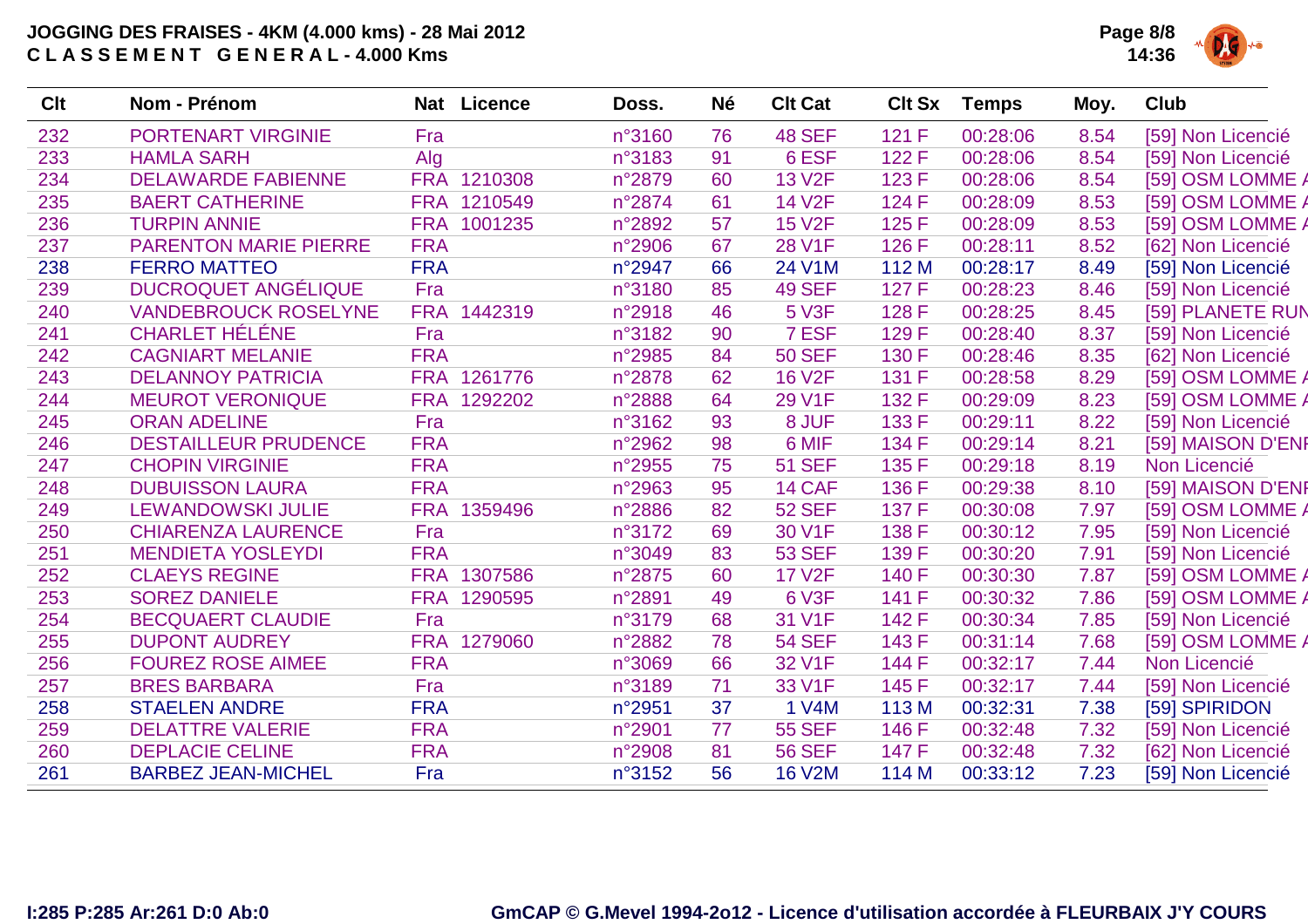# JOGGING DES FRAISES - 4KM (4.000 kms) - 28 Mai 2012

**C L A S S E M E N T   G E N E R A L - 4.000 Kms**

| Clt | Nom - Prénom | Nat | Licence | Doss. | Né | Clt Cat | Clt Sx | Temps | Moy. | Club |
|---|---|---|---|---|---|---|---|---|---|---|
| 232 | PORTENART VIRGINIE | Fra | | n°3160 | 76 | 48 SEF | 121 F | 00:28:06 | 8.54 | [59] Non Licencié |
| 233 | HAMLA SARH | Alg | | n°3183 | 91 | 6 ESF | 122 F | 00:28:06 | 8.54 | [59] Non Licencié |
| 234 | DELAWARDE FABIENNE | FRA | 1210308 | n°2879 | 60 | 13 V2F | 123 F | 00:28:06 | 8.54 | [59] OSM LOMME A |
| 235 | BAERT CATHERINE | FRA | 1210549 | n°2874 | 61 | 14 V2F | 124 F | 00:28:09 | 8.53 | [59] OSM LOMME A |
| 236 | TURPIN ANNIE | FRA | 1001235 | n°2892 | 57 | 15 V2F | 125 F | 00:28:09 | 8.53 | [59] OSM LOMME A |
| 237 | PARENTON MARIE PIERRE | FRA | | n°2906 | 67 | 28 V1F | 126 F | 00:28:11 | 8.52 | [62] Non Licencié |
| 238 | FERRO MATTEO | FRA | | n°2947 | 66 | 24 V1M | 112 M | 00:28:17 | 8.49 | [59] Non Licencié |
| 239 | DUCROQUET ANGÉLIQUE | Fra | | n°3180 | 85 | 49 SEF | 127 F | 00:28:23 | 8.46 | [59] Non Licencié |
| 240 | VANDEBROUCK ROSELYNE | FRA | 1442319 | n°2918 | 46 | 5 V3F | 128 F | 00:28:25 | 8.45 | [59] PLANETE RUN |
| 241 | CHARLET HÉLÉNE | Fra | | n°3182 | 90 | 7 ESF | 129 F | 00:28:40 | 8.37 | [59] Non Licencié |
| 242 | CAGNIART MELANIE | FRA | | n°2985 | 84 | 50 SEF | 130 F | 00:28:46 | 8.35 | [62] Non Licencié |
| 243 | DELANNOY PATRICIA | FRA | 1261776 | n°2878 | 62 | 16 V2F | 131 F | 00:28:58 | 8.29 | [59] OSM LOMME A |
| 244 | MEUROT VERONIQUE | FRA | 1292202 | n°2888 | 64 | 29 V1F | 132 F | 00:29:09 | 8.23 | [59] OSM LOMME A |
| 245 | ORAN ADELINE | Fra | | n°3162 | 93 | 8 JUF | 133 F | 00:29:11 | 8.22 | [59] Non Licencié |
| 246 | DESTAILLEUR PRUDENCE | FRA | | n°2962 | 98 | 6 MIF | 134 F | 00:29:14 | 8.21 | [59] MAISON D'ENF |
| 247 | CHOPIN VIRGINIE | FRA | | n°2955 | 75 | 51 SEF | 135 F | 00:29:18 | 8.19 | Non Licencié |
| 248 | DUBUISSON LAURA | FRA | | n°2963 | 95 | 14 CAF | 136 F | 00:29:38 | 8.10 | [59] MAISON D'ENF |
| 249 | LEWANDOWSKI JULIE | FRA | 1359496 | n°2886 | 82 | 52 SEF | 137 F | 00:30:08 | 7.97 | [59] OSM LOMME A |
| 250 | CHIARENZA LAURENCE | Fra | | n°3172 | 69 | 30 V1F | 138 F | 00:30:12 | 7.95 | [59] Non Licencié |
| 251 | MENDIETA YOSLEYDI | FRA | | n°3049 | 83 | 53 SEF | 139 F | 00:30:20 | 7.91 | [59] Non Licencié |
| 252 | CLAEYS REGINE | FRA | 1307586 | n°2875 | 60 | 17 V2F | 140 F | 00:30:30 | 7.87 | [59] OSM LOMME A |
| 253 | SOREZ DANIELE | FRA | 1290595 | n°2891 | 49 | 6 V3F | 141 F | 00:30:32 | 7.86 | [59] OSM LOMME A |
| 254 | BECQUAERT CLAUDIE | Fra | | n°3179 | 68 | 31 V1F | 142 F | 00:30:34 | 7.85 | [59] Non Licencié |
| 255 | DUPONT AUDREY | FRA | 1279060 | n°2882 | 78 | 54 SEF | 143 F | 00:31:14 | 7.68 | [59] OSM LOMME A |
| 256 | FOUREZ ROSE AIMEE | FRA | | n°3069 | 66 | 32 V1F | 144 F | 00:32:17 | 7.44 | Non Licencié |
| 257 | BRES BARBARA | Fra | | n°3189 | 71 | 33 V1F | 145 F | 00:32:17 | 7.44 | [59] Non Licencié |
| 258 | STAELEN ANDRE | FRA | | n°2951 | 37 | 1 V4M | 113 M | 00:32:31 | 7.38 | [59] SPIRIDON |
| 259 | DELATTRE VALERIE | FRA | | n°2901 | 77 | 55 SEF | 146 F | 00:32:48 | 7.32 | [59] Non Licencié |
| 260 | DEPLACIE CELINE | FRA | | n°2908 | 81 | 56 SEF | 147 F | 00:32:48 | 7.32 | [62] Non Licencié |
| 261 | BARBEZ JEAN-MICHEL | Fra | | n°3152 | 56 | 16 V2M | 114 M | 00:33:12 | 7.23 | [59] Non Licencié |

I:285 P:285 Ar:261 D:0 Ab:0

GmCAP © G.Mevel 1994-2o12 - Licence d'utilisation accordée à FLEURBAIX J'Y COURS